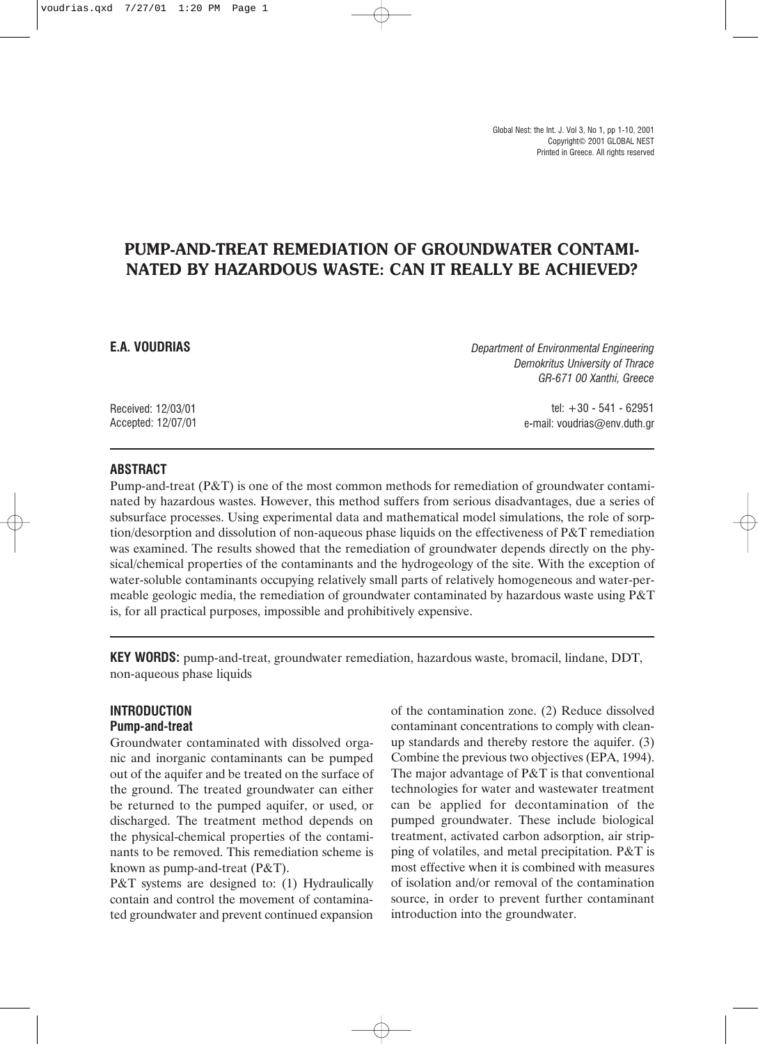# PUMP-AND-TREAT REMEDIATION OF GROUNDWATER CONTAMINATED BY HAZARDOUS WASTE: CAN IT REALLY BE ACHIEVED?

**E.A. VOUDRIAS**

*Department of Environmental Engineering*
*Demokritus University of Thrace*
*GR-671 00 Xanthi, Greece*

Received: 12/03/01
Accepted: 12/07/01

tel: +30 - 541 - 62951
e-mail: voudrias@env.duth.gr

## ABSTRACT

Pump-and-treat (P&T) is one of the most common methods for remediation of groundwater contaminated by hazardous wastes. However, this method suffers from serious disadvantages, due a series of subsurface processes. Using experimental data and mathematical model simulations, the role of sorption/desorption and dissolution of non-aqueous phase liquids on the effectiveness of P&T remediation was examined. The results showed that the remediation of groundwater depends directly on the physical/chemical properties of the contaminants and the hydrogeology of the site. With the exception of water-soluble contaminants occupying relatively small parts of relatively homogeneous and water-permeable geologic media, the remediation of groundwater contaminated by hazardous waste using P&T is, for all practical purposes, impossible and prohibitively expensive.

**KEY WORDS:** pump-and-treat, groundwater remediation, hazardous waste, bromacil, lindane, DDT, non-aqueous phase liquids

## INTRODUCTION

### Pump-and-treat

Groundwater contaminated with dissolved organic and inorganic contaminants can be pumped out of the aquifer and be treated on the surface of the ground. The treated groundwater can either be returned to the pumped aquifer, or used, or discharged. The treatment method depends on the physical-chemical properties of the contaminants to be removed. This remediation scheme is known as pump-and-treat (P&T).

P&T systems are designed to: (1) Hydraulically contain and control the movement of contaminated groundwater and prevent continued expansion of the contamination zone. (2) Reduce dissolved contaminant concentrations to comply with cleanup standards and thereby restore the aquifer. (3) Combine the previous two objectives (EPA, 1994). The major advantage of P&T is that conventional technologies for water and wastewater treatment can be applied for decontamination of the pumped groundwater. These include biological treatment, activated carbon adsorption, air stripping of volatiles, and metal precipitation. P&T is most effective when it is combined with measures of isolation and/or removal of the contamination source, in order to prevent further contaminant introduction into the groundwater.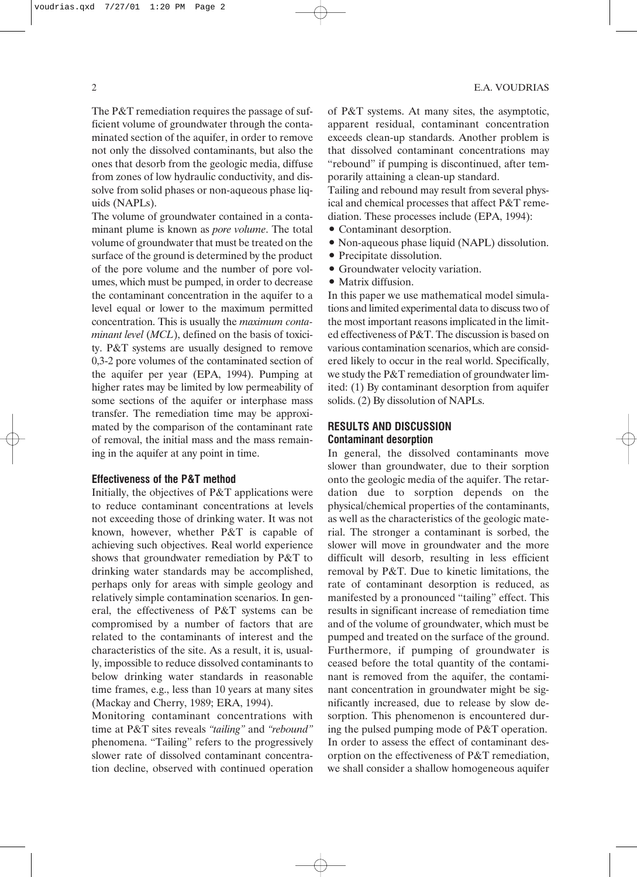The P&T remediation requires the passage of sufficient volume of groundwater through the contaminated section of the aquifer, in order to remove not only the dissolved contaminants, but also the ones that desorb from the geologic media, diffuse from zones of low hydraulic conductivity, and dissolve from solid phases or non-aqueous phase liquids (NAPLs).

The volume of groundwater contained in a contaminant plume is known as *pore volume*. The total volume of groundwater that must be treated on the surface of the ground is determined by the product of the pore volume and the number of pore volumes, which must be pumped, in order to decrease the contaminant concentration in the aquifer to a level equal or lower to the maximum permitted concentration. This is usually the *maximum contaminant level* (*MCL*), defined on the basis of toxicity. P&T systems are usually designed to remove 0,3-2 pore volumes of the contaminated section of the aquifer per year (EPA, 1994). Pumping at higher rates may be limited by low permeability of some sections of the aquifer or interphase mass transfer. The remediation time may be approximated by the comparison of the contaminant rate of removal, the initial mass and the mass remaining in the aquifer at any point in time.

### Effectiveness of the P&T method

Initially, the objectives of P&T applications were to reduce contaminant concentrations at levels not exceeding those of drinking water. It was not known, however, whether P&T is capable of achieving such objectives. Real world experience shows that groundwater remediation by P&T to drinking water standards may be accomplished, perhaps only for areas with simple geology and relatively simple contamination scenarios. In general, the effectiveness of P&T systems can be compromised by a number of factors that are related to the contaminants of interest and the characteristics of the site. As a result, it is, usually, impossible to reduce dissolved contaminants to below drinking water standards in reasonable time frames, e.g., less than 10 years at many sites (Mackay and Cherry, 1989; ERA, 1994).

Monitoring contaminant concentrations with time at P&T sites reveals *"tailing"* and *"rebound"* phenomena. "Tailing" refers to the progressively slower rate of dissolved contaminant concentration decline, observed with continued operation of P&T systems. At many sites, the asymptotic, apparent residual, contaminant concentration exceeds clean-up standards. Another problem is that dissolved contaminant concentrations may "rebound" if pumping is discontinued, after temporarily attaining a clean-up standard.

Tailing and rebound may result from several physical and chemical processes that affect P&T remediation. These processes include (EPA, 1994):

- Contaminant desorption.
- Non-aqueous phase liquid (NAPL) dissolution.
- Precipitate dissolution.
- Groundwater velocity variation.
- Matrix diffusion.

In this paper we use mathematical model simulations and limited experimental data to discuss two of the most important reasons implicated in the limited effectiveness of P&T. The discussion is based on various contamination scenarios, which are considered likely to occur in the real world. Specifically, we study the P&T remediation of groundwater limited: (1) By contaminant desorption from aquifer solids. (2) By dissolution of NAPLs.

## RESULTS AND DISCUSSION

### Contaminant desorption

In general, the dissolved contaminants move slower than groundwater, due to their sorption onto the geologic media of the aquifer. The retardation due to sorption depends on the physical/chemical properties of the contaminants, as well as the characteristics of the geologic material. The stronger a contaminant is sorbed, the slower will move in groundwater and the more difficult will desorb, resulting in less efficient removal by P&T. Due to kinetic limitations, the rate of contaminant desorption is reduced, as manifested by a pronounced "tailing" effect. This results in significant increase of remediation time and of the volume of groundwater, which must be pumped and treated on the surface of the ground. Furthermore, if pumping of groundwater is ceased before the total quantity of the contaminant is removed from the aquifer, the contaminant concentration in groundwater might be significantly increased, due to release by slow desorption. This phenomenon is encountered during the pulsed pumping mode of P&T operation.

In order to assess the effect of contaminant desorption on the effectiveness of P&T remediation, we shall consider a shallow homogeneous aquifer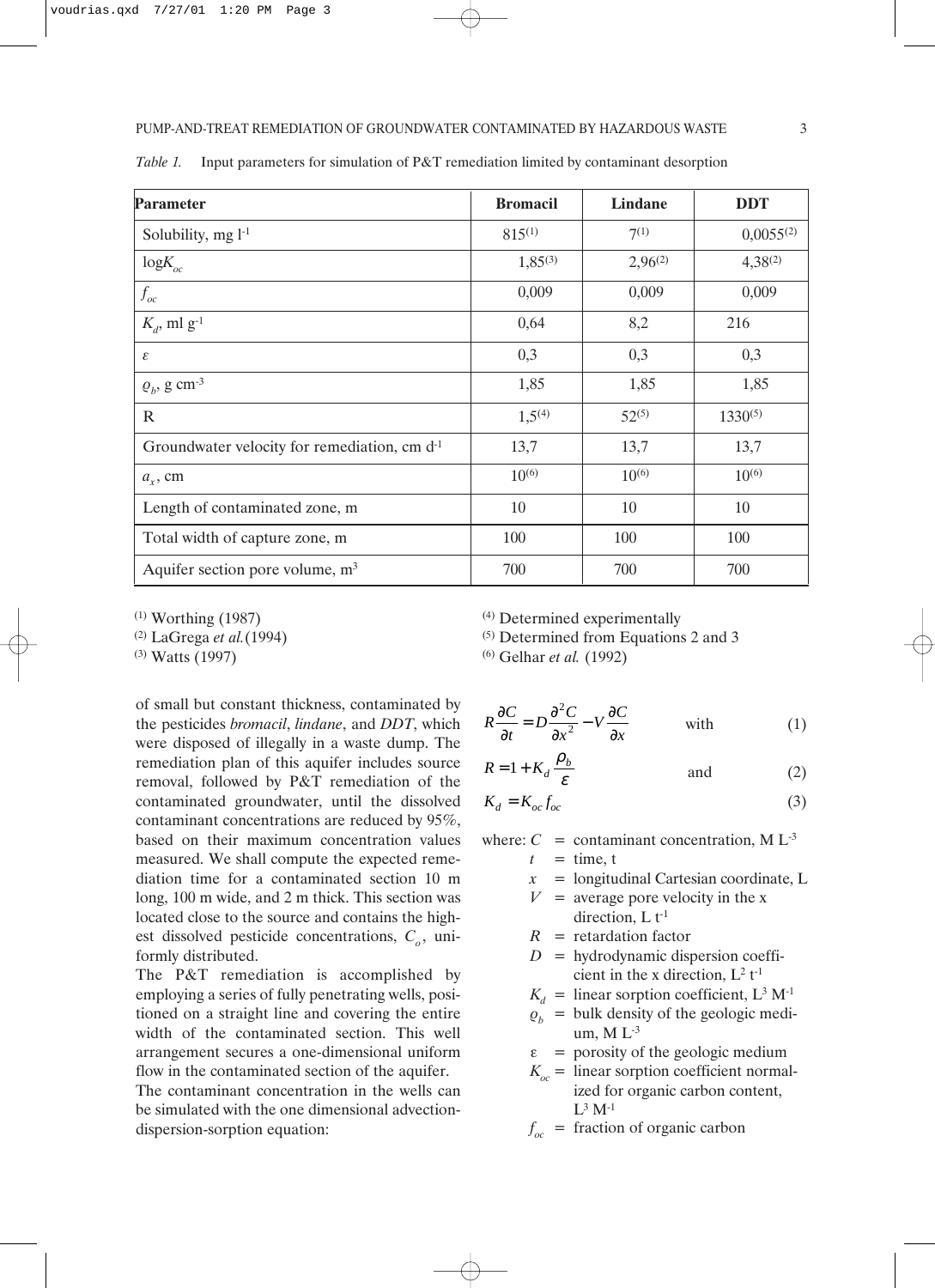*Table 1.* Input parameters for simulation of P&T remediation limited by contaminant desorption

| Parameter | Bromacil | Lindane | DDT |
|---|---|---|---|
| Solubility, mg $l^{-1}$ | 815[1] | 7[1] | 0,0055[2] |
| $\log K_{oc}$ | 1,85[3] | 2,96[2] | 4,38[2] |
| $f_{oc}$ | 0,009 | 0,009 | 0,009 |
| $K_d$, ml $g^{-1}$ | 0,64 | 8,2 | 216 |
| $\varepsilon$ | 0,3 | 0,3 | 0,3 |
| $\varrho_b$, g $cm^{-3}$ | 1,85 | 1,85 | 1,85 |
| R | 1,5[4] | 52[5] | 1330[5] |
| Groundwater velocity for remediation, cm $d^{-1}$ | 13,7 | 13,7 | 13,7 |
| $a_x$, cm | 10[6] | 10[6] | 10[6] |
| Length of contaminated zone, m | 10 | 10 | 10 |
| Total width of capture zone, m | 100 | 100 | 100 |
| Aquifer section pore volume, $m^3$ | 700 | 700 | 700 |

[1] Worthing (1987)
[2] LaGrega *et al.* (1994)
[3] Watts (1997)
[4] Determined experimentally
[5] Determined from Equations 2 and 3
[6] Gelhar *et al.* (1992)

of small but constant thickness, contaminated by the pesticides *bromacil*, *lindane*, and *DDT*, which were disposed of illegally in a waste dump. The remediation plan of this aquifer includes source removal, followed by P&T remediation of the contaminated groundwater, until the dissolved contaminant concentrations are reduced by 95%, based on their maximum concentration values measured. We shall compute the expected remediation time for a contaminated section 10 m long, 100 m wide, and 2 m thick. This section was located close to the source and contains the highest dissolved pesticide concentrations, $C_o$, uniformly distributed.

The P&T remediation is accomplished by employing a series of fully penetrating wells, positioned on a straight line and covering the entire width of the contaminated section. This well arrangement secures a one-dimensional uniform flow in the contaminated section of the aquifer.

The contaminant concentration in the wells can be simulated with the one dimensional advection-dispersion-sorption equation:

$$R\frac{\partial C}{\partial t} = D\frac{\partial^2 C}{\partial x^2} - V\frac{\partial C}{\partial x} \qquad \text{with} \qquad (1)$$

$$R = 1 + K_d \frac{\rho_b}{\varepsilon} \qquad \text{and} \qquad (2)$$

$$K_d = K_{oc} f_{oc} \qquad (3)$$

where:
- $C$ = contaminant concentration, M $L^{-3}$
- $t$ = time, t
- $x$ = longitudinal Cartesian coordinate, L
- $V$ = average pore velocity in the x direction, L $t^{-1}$
- $R$ = retardation factor
- $D$ = hydrodynamic dispersion coefficient in the x direction, $L^2$ $t^{-1}$
- $K_d$ = linear sorption coefficient, $L^3$ $M^{-1}$
- $\varrho_b$ = bulk density of the geologic medium, M $L^{-3}$
- $\varepsilon$ = porosity of the geologic medium
- $K_{oc}$ = linear sorption coefficient normalized for organic carbon content, $L^3$ $M^{-1}$
- $f_{oc}$ = fraction of organic carbon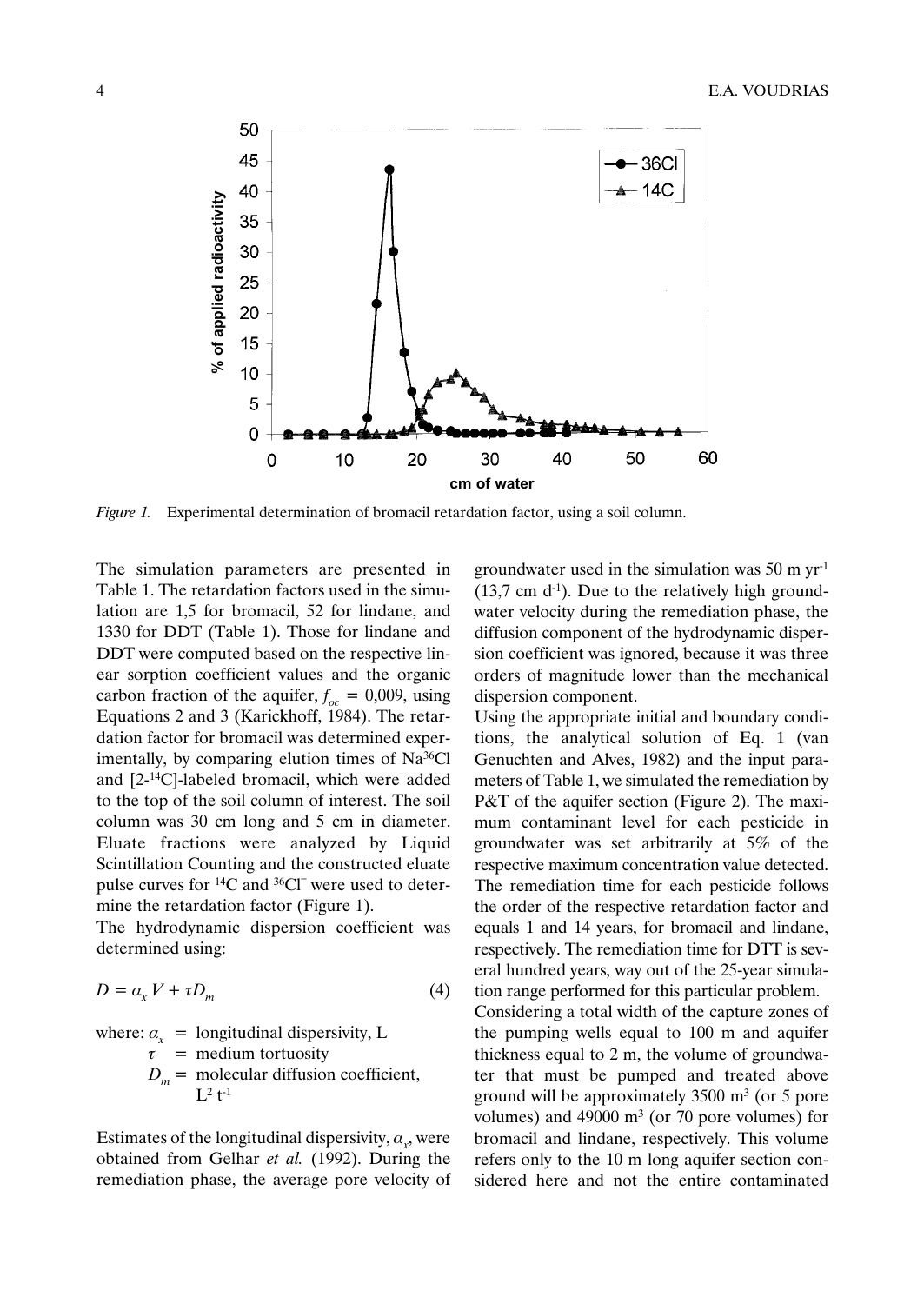*Figure 1.* Experimental determination of bromacil retardation factor, using a soil column.

The simulation parameters are presented in Table 1. The retardation factors used in the simulation are 1,5 for bromacil, 52 for lindane, and 1330 for DDT (Table 1). Those for lindane and DDT were computed based on the respective linear sorption coefficient values and the organic carbon fraction of the aquifer, $f_{oc}$ = 0,009, using Equations 2 and 3 (Karickhoff, 1984). The retardation factor for bromacil was determined experimentally, by comparing elution times of $Na^{36}Cl$ and [2-$^{14}$C]-labeled bromacil, which were added to the top of the soil column of interest. The soil column was 30 cm long and 5 cm in diameter. Eluate fractions were analyzed by Liquid Scintillation Counting and the constructed eluate pulse curves for $^{14}C$ and $^{36}Cl^{-}$ were used to determine the retardation factor (Figure 1).

The hydrodynamic dispersion coefficient was determined using:

$$D = \alpha_x V + \tau D_m \tag{4}$$

where: $\alpha_x$ = longitudinal dispersivity, L
$\tau$ = medium tortuosity
$D_m$ = molecular diffusion coefficient, $L^2 t^{-1}$

Estimates of the longitudinal dispersivity, $\alpha_x$, were obtained from Gelhar *et al.* (1992). During the remediation phase, the average pore velocity of groundwater used in the simulation was 50 m $yr^{-1}$ (13,7 cm $d^{-1}$). Due to the relatively high groundwater velocity during the remediation phase, the diffusion component of the hydrodynamic dispersion coefficient was ignored, because it was three orders of magnitude lower than the mechanical dispersion component.

Using the appropriate initial and boundary conditions, the analytical solution of Eq. 1 (van Genuchten and Alves, 1982) and the input parameters of Table 1, we simulated the remediation by P&T of the aquifer section (Figure 2). The maximum contaminant level for each pesticide in groundwater was set arbitrarily at 5% of the respective maximum concentration value detected. The remediation time for each pesticide follows the order of the respective retardation factor and equals 1 and 14 years, for bromacil and lindane, respectively. The remediation time for DTT is several hundred years, way out of the 25-year simulation range performed for this particular problem.

Considering a total width of the capture zones of the pumping wells equal to 100 m and aquifer thickness equal to 2 m, the volume of groundwater that must be pumped and treated above ground will be approximately 3500 $m^3$ (or 5 pore volumes) and 49000 $m^3$ (or 70 pore volumes) for bromacil and lindane, respectively. This volume refers only to the 10 m long aquifer section considered here and not the entire contaminated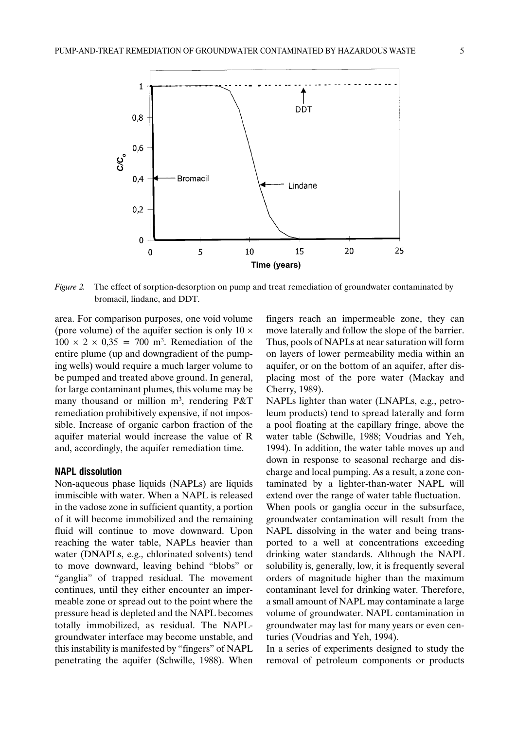*Figure 2.* The effect of sorption-desorption on pump and treat remediation of groundwater contaminated by bromacil, lindane, and DDT.

area. For comparison purposes, one void volume (pore volume) of the aquifer section is only $10 \times 100 \times 2 \times 0{,}35 = 700$ m$^3$. Remediation of the entire plume (up and downgradient of the pumping wells) would require a much larger volume to be pumped and treated above ground. In general, for large contaminant plumes, this volume may be many thousand or million m$^3$, rendering P&T remediation prohibitively expensive, if not impossible. Increase of organic carbon fraction of the aquifer material would increase the value of R and, accordingly, the aquifer remediation time.

## NAPL dissolution

Non-aqueous phase liquids (NAPLs) are liquids immiscible with water. When a NAPL is released in the vadose zone in sufficient quantity, a portion of it will become immobilized and the remaining fluid will continue to move downward. Upon reaching the water table, NAPLs heavier than water (DNAPLs, e.g., chlorinated solvents) tend to move downward, leaving behind "blobs" or "ganglia" of trapped residual. The movement continues, until they either encounter an impermeable zone or spread out to the point where the pressure head is depleted and the NAPL becomes totally immobilized, as residual. The NAPL-groundwater interface may become unstable, and this instability is manifested by "fingers" of NAPL penetrating the aquifer (Schwille, 1988). When fingers reach an impermeable zone, they can move laterally and follow the slope of the barrier. Thus, pools of NAPLs at near saturation will form on layers of lower permeability media within an aquifer, or on the bottom of an aquifer, after displacing most of the pore water (Mackay and Cherry, 1989).

NAPLs lighter than water (LNAPLs, e.g., petroleum products) tend to spread laterally and form a pool floating at the capillary fringe, above the water table (Schwille, 1988; Voudrias and Yeh, 1994). In addition, the water table moves up and down in response to seasonal recharge and discharge and local pumping. As a result, a zone contaminated by a lighter-than-water NAPL will extend over the range of water table fluctuation.

When pools or ganglia occur in the subsurface, groundwater contamination will result from the NAPL dissolving in the water and being transported to a well at concentrations exceeding drinking water standards. Although the NAPL solubility is, generally, low, it is frequently several orders of magnitude higher than the maximum contaminant level for drinking water. Therefore, a small amount of NAPL may contaminate a large volume of groundwater. NAPL contamination in groundwater may last for many years or even centuries (Voudrias and Yeh, 1994).

In a series of experiments designed to study the removal of petroleum components or products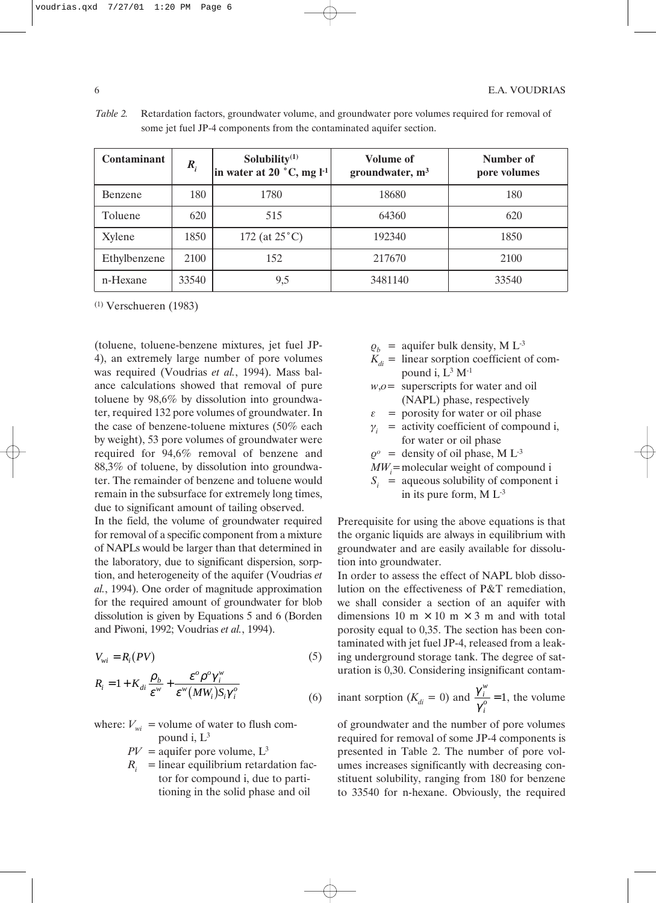*Table 2.* Retardation factors, groundwater volume, and groundwater pore volumes required for removal of some jet fuel JP-4 components from the contaminated aquifer section.

| Contaminant | $R_i$ | Solubility[(1)] in water at 20 °C, mg l$^{-1}$ | Volume of groundwater, m$^3$ | Number of pore volumes |
|---|---|---|---|---|
| Benzene | 180 | 1780 | 18680 | 180 |
| Toluene | 620 | 515 | 64360 | 620 |
| Xylene | 1850 | 172 (at 25°C) | 192340 | 1850 |
| Ethylbenzene | 2100 | 152 | 217670 | 2100 |
| n-Hexane | 33540 | 9,5 | 3481140 | 33540 |

[(1)] Verschueren (1983)

(toluene, toluene-benzene mixtures, jet fuel JP-4), an extremely large number of pore volumes was required (Voudrias *et al.*, 1994). Mass balance calculations showed that removal of pure toluene by 98,6% by dissolution into groundwater, required 132 pore volumes of groundwater. In the case of benzene-toluene mixtures (50% each by weight), 53 pore volumes of groundwater were required for 94,6% removal of benzene and 88,3% of toluene, by dissolution into groundwater. The remainder of benzene and toluene would remain in the subsurface for extremely long times, due to significant amount of tailing observed.

In the field, the volume of groundwater required for removal of a specific component from a mixture of NAPLs would be larger than that determined in the laboratory, due to significant dispersion, sorption, and heterogeneity of the aquifer (Voudrias *et al.*, 1994). One order of magnitude approximation for the required amount of groundwater for blob dissolution is given by Equations 5 and 6 (Borden and Piwoni, 1992; Voudrias *et al.*, 1994).

$$V_{wi} = R_i(PV) \tag{5}$$

$$R_i = 1 + K_{di}\frac{\rho_b}{\varepsilon^w} + \frac{\varepsilon^o \rho^o \gamma_i^w}{\varepsilon^w (MW_i) S_i \gamma_i^o} \tag{6}$$

where: $V_{wi}$ = volume of water to flush compound i, L$^3$
$PV$ = aquifer pore volume, L$^3$
$R_i$ = linear equilibrium retardation factor for compound i, due to partitioning in the solid phase and oil
$\rho_b$ = aquifer bulk density, M L$^{-3}$
$K_{di}$ = linear sorption coefficient of compound i, L$^3$ M$^{-1}$
$w,o$ = superscripts for water and oil (NAPL) phase, respectively
$\varepsilon$ = porosity for water or oil phase
$\gamma_i$ = activity coefficient of compound i, for water or oil phase
$\rho^o$ = density of oil phase, M L$^{-3}$
$MW_i$ = molecular weight of compound i
$S_i$ = aqueous solubility of component i in its pure form, M L$^{-3}$

Prerequisite for using the above equations is that the organic liquids are always in equilibrium with groundwater and are easily available for dissolution into groundwater.

In order to assess the effect of NAPL blob dissolution on the effectiveness of P&T remediation, we shall consider a section of an aquifer with dimensions 10 m × 10 m × 3 m and with total porosity equal to 0,35. The section has been contaminated with jet fuel JP-4, released from a leaking underground storage tank. The degree of saturation is 0,30. Considering insignificant contaminant sorption ($K_{di} = 0$) and $\frac{\gamma_i^w}{\gamma_i^o} = 1$, the volume of groundwater and the number of pore volumes required for removal of some JP-4 components is presented in Table 2. The number of pore volumes increases significantly with decreasing constituent solubility, ranging from 180 for benzene to 33540 for n-hexane. Obviously, the required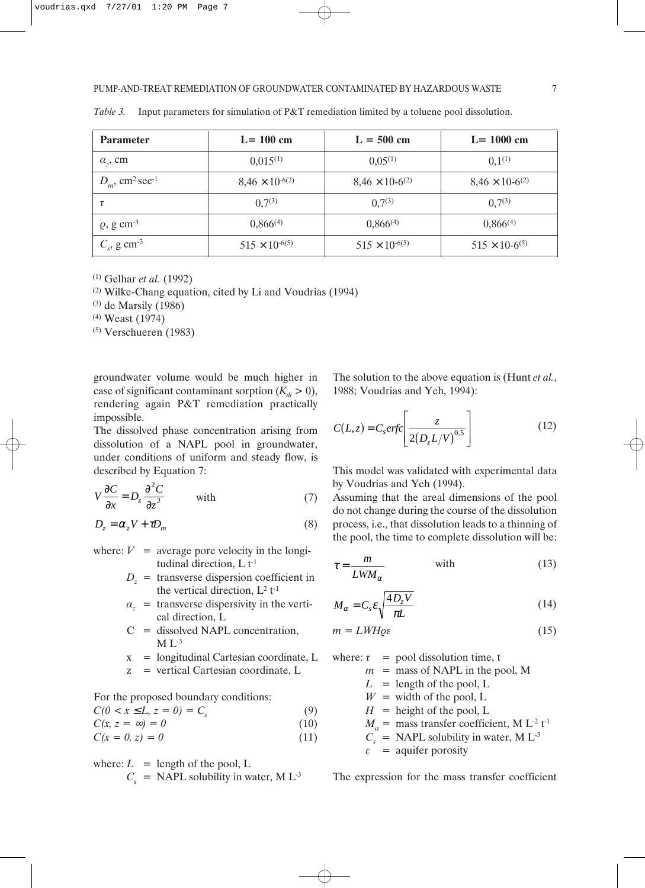*Table 3.* Input parameters for simulation of P&T remediation limited by a toluene pool dissolution.

| Parameter | L= 100 cm | L = 500 cm | L= 1000 cm |
|---|---|---|---|
| $\alpha_z$, cm | 0,015[1] | 0,05[1] | 0,1[1] |
| $D_m$, cm$^2$ sec$^{-1}$ | 8,46 × 10$^{-6}$[2] | 8,46 × 10-6[2] | 8,46 × 10-6[2] |
| $\tau$ | 0,7[3] | 0,7[3] | 0,7[3] |
| $\varrho$, g cm$^{-3}$ | 0,866[4] | 0,866[4] | 0,866[4] |
| $C_s$, g cm$^{-3}$ | 515 × 10$^{-6}$[5] | 515 × 10$^{-6}$[5] | 515 × 10-6[5] |

[1] Gelhar *et al.* (1992)
[2] Wilke-Chang equation, cited by Li and Voudrias (1994)
[3] de Marsily (1986)
[4] Weast (1974)
[5] Verschueren (1983)

groundwater volume would be much higher in case of significant contaminant sorption ($K_{di} > 0$), rendering again P&T remediation practically impossible.

The dissolved phase concentration arising from dissolution of a NAPL pool in groundwater, under conditions of uniform and steady flow, is described by Equation 7:

$$V\frac{\partial C}{\partial x} = D_z \frac{\partial^2 C}{\partial z^2} \qquad \text{with} \tag{7}$$

$$D_z = \alpha_z V + \tau D_m \tag{8}$$

where: $V$ = average pore velocity in the longitudinal direction, L t$^{-1}$
$D_z$ = transverse dispersion coefficient in the vertical direction, L$^2$ t$^{-1}$
$\alpha_z$ = transverse dispersivity in the vertical direction, L
C = dissolved NAPL concentration, M L$^{-3}$
x = longitudinal Cartesian coordinate, L
z = vertical Cartesian coordinate, L

For the proposed boundary conditions:

$$C(0 < x \leq L, z = 0) = C_s \tag{9}$$

$$C(x, z = \infty) = 0 \tag{10}$$

$$C(x = 0, z) = 0 \tag{11}$$

where: $L$ = length of the pool, L
$C_s$ = NAPL solubility in water, M L$^{-3}$

The solution to the above equation is (Hunt *et al.*, 1988; Voudrias and Yeh, 1994):

$$C(L,z) = C_s erfc\left[\frac{z}{2\left(D_z L/V\right)^{0,5}}\right] \tag{12}$$

This model was validated with experimental data by Voudrias and Yeh (1994).

Assuming that the areal dimensions of the pool do not change during the course of the dissolution process, i.e., that dissolution leads to a thinning of the pool, the time to complete dissolution will be:

$$\tau = \frac{m}{LWM_\alpha} \qquad \text{with} \tag{13}$$

$$M_\alpha = C_s \varepsilon \sqrt{\frac{4D_z V}{\pi L}} \tag{14}$$

$$m = LWH\varrho\varepsilon \tag{15}$$

where: $\tau$ = pool dissolution time, t
$m$ = mass of NAPL in the pool, M
$L$ = length of the pool, L
$W$ = width of the pool, L
$H$ = height of the pool, L
$M_\alpha$ = mass transfer coefficient, M L$^{-2}$ t$^{-1}$
$C_s$ = NAPL solubility in water, M L$^{-3}$
$\varepsilon$ = aquifer porosity

The expression for the mass transfer coefficient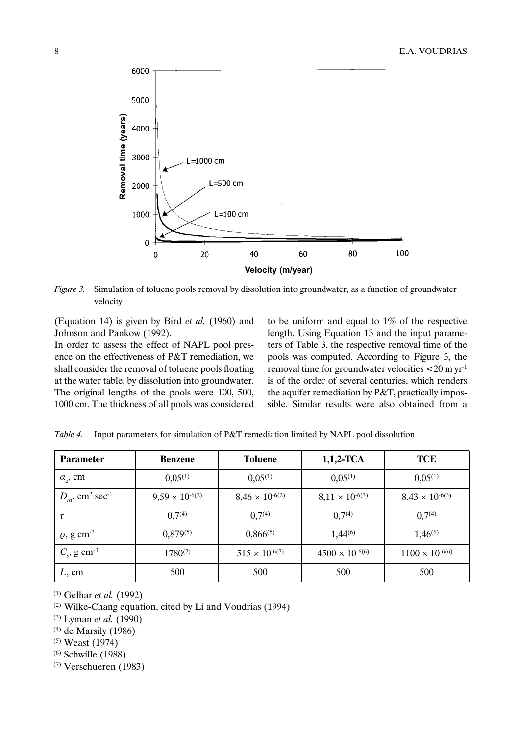*Figure 3.* Simulation of toluene pools removal by dissolution into groundwater, as a function of groundwater velocity

(Equation 14) is given by Bird *et al.* (1960) and Johnson and Pankow (1992).

In order to assess the effect of NAPL pool presence on the effectiveness of P&T remediation, we shall consider the removal of toluene pools floating at the water table, by dissolution into groundwater. The original lengths of the pools were 100, 500, 1000 cm. The thickness of all pools was considered to be uniform and equal to 1% of the respective length. Using Equation 13 and the input parameters of Table 3, the respective removal time of the pools was computed. According to Figure 3, the removal time for groundwater velocities $<20$ m yr$^{-1}$ is of the order of several centuries, which renders the aquifer remediation by P&T, practically impossible. Similar results were also obtained from a

*Table 4.* Input parameters for simulation of P&T remediation limited by NAPL pool dissolution

| Parameter | Benzene | Toluene | 1,1,2-TCA | TCE |
|---|---|---|---|---|
| $\alpha_z$, cm | 0,05[1] | 0,05[1] | 0,05[1] | 0,05[1] |
| $D_m$, cm$^2$ sec$^{-1}$ | $9{,}59 \times 10^{-6}$[2] | $8{,}46 \times 10^{-6}$[2] | $8{,}11 \times 10^{-6}$[3] | $8{,}43 \times 10^{-6}$[3] |
| $\tau$ | 0,7[4] | 0,7[4] | 0,7[4] | 0,7[4] |
| $\varrho$, g cm$^{-3}$ | 0,879[5] | 0,866[5] | 1,44[6] | 1,46[6] |
| $C_s$, g cm$^{-3}$ | 1780[7] | $515 \times 10^{-6}$[7] | $4500 \times 10^{-6}$[6] | $1100 \times 10^{-6}$[6] |
| $L$, cm | 500 | 500 | 500 | 500 |

(1) Gelhar *et al.* (1992)

(2) Wilke-Chang equation, cited by Li and Voudrias (1994)

(3) Lyman *et al.* (1990)

(4) de Marsily (1986)

(5) Weast (1974)

(6) Schwille (1988)

(7) Verschueren (1983)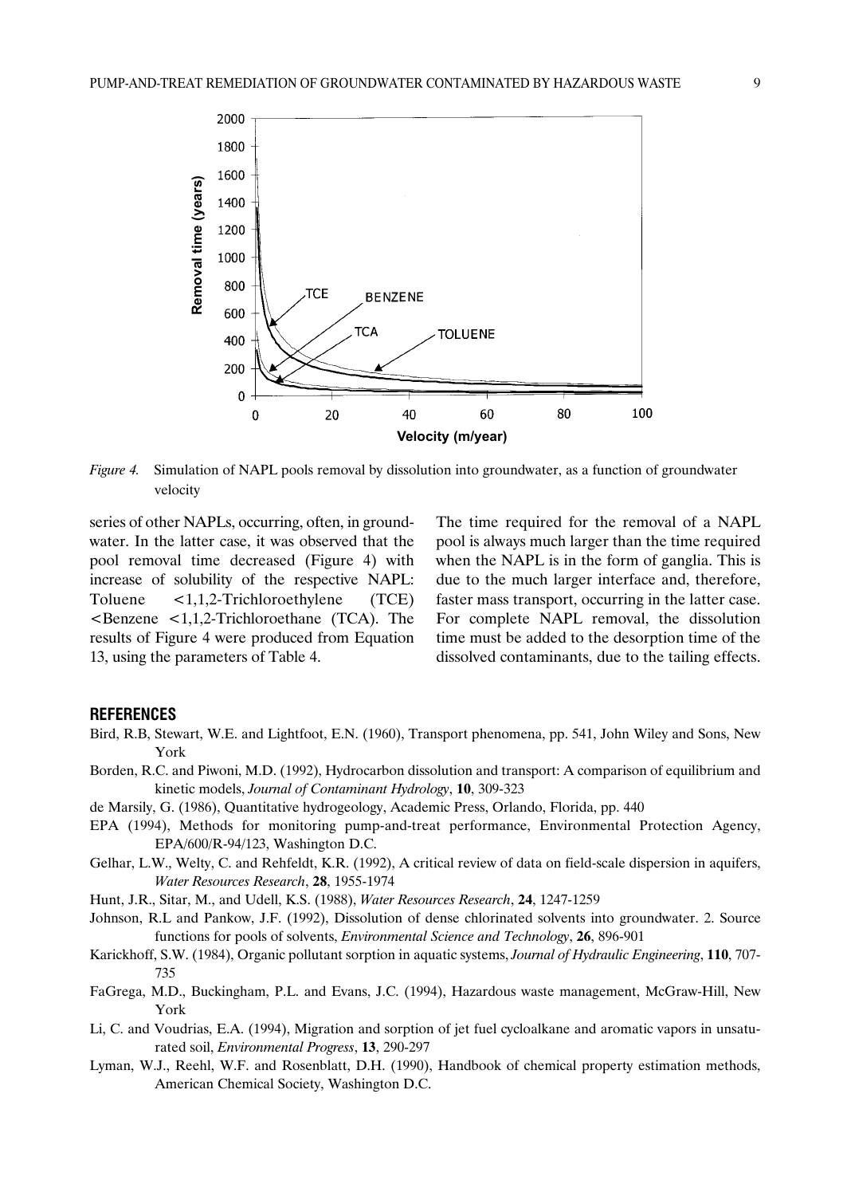*Figure 4.* Simulation of NAPL pools removal by dissolution into groundwater, as a function of groundwater velocity

series of other NAPLs, occurring, often, in groundwater. In the latter case, it was observed that the pool removal time decreased (Figure 4) with increase of solubility of the respective NAPL: Toluene <1,1,2-Trichloroethylene (TCE) <Benzene <1,1,2-Trichloroethane (TCA). The results of Figure 4 were produced from Equation 13, using the parameters of Table 4.

The time required for the removal of a NAPL pool is always much larger than the time required when the NAPL is in the form of ganglia. This is due to the much larger interface and, therefore, faster mass transport, occurring in the latter case. For complete NAPL removal, the dissolution time must be added to the desorption time of the dissolved contaminants, due to the tailing effects.

## REFERENCES

Bird, R.B, Stewart, W.E. and Lightfoot, E.N. (1960), Transport phenomena, pp. 541, John Wiley and Sons, New York

Borden, R.C. and Piwoni, M.D. (1992), Hydrocarbon dissolution and transport: A comparison of equilibrium and kinetic models, *Journal of Contaminant Hydrology*, **10**, 309-323

de Marsily, G. (1986), Quantitative hydrogeology, Academic Press, Orlando, Florida, pp. 440

EPA (1994), Methods for monitoring pump-and-treat performance, Environmental Protection Agency, EPA/600/R-94/123, Washington D.C.

Gelhar, L.W., Welty, C. and Rehfeldt, K.R. (1992), A critical review of data on field-scale dispersion in aquifers, *Water Resources Research*, **28**, 1955-1974

Hunt, J.R., Sitar, M., and Udell, K.S. (1988), *Water Resources Research*, **24**, 1247-1259

Johnson, R.L and Pankow, J.F. (1992), Dissolution of dense chlorinated solvents into groundwater. 2. Source functions for pools of solvents, *Environmental Science and Technology*, **26**, 896-901

Karickhoff, S.W. (1984), Organic pollutant sorption in aquatic systems, *Journal of Hydraulic Engineering*, **110**, 707-735

FaGrega, M.D., Buckingham, P.L. and Evans, J.C. (1994), Hazardous waste management, McGraw-Hill, New York

Li, C. and Voudrias, E.A. (1994), Migration and sorption of jet fuel cycloalkane and aromatic vapors in unsaturated soil, *Environmental Progress*, **13**, 290-297

Lyman, W.J., Reehl, W.F. and Rosenblatt, D.H. (1990), Handbook of chemical property estimation methods, American Chemical Society, Washington D.C.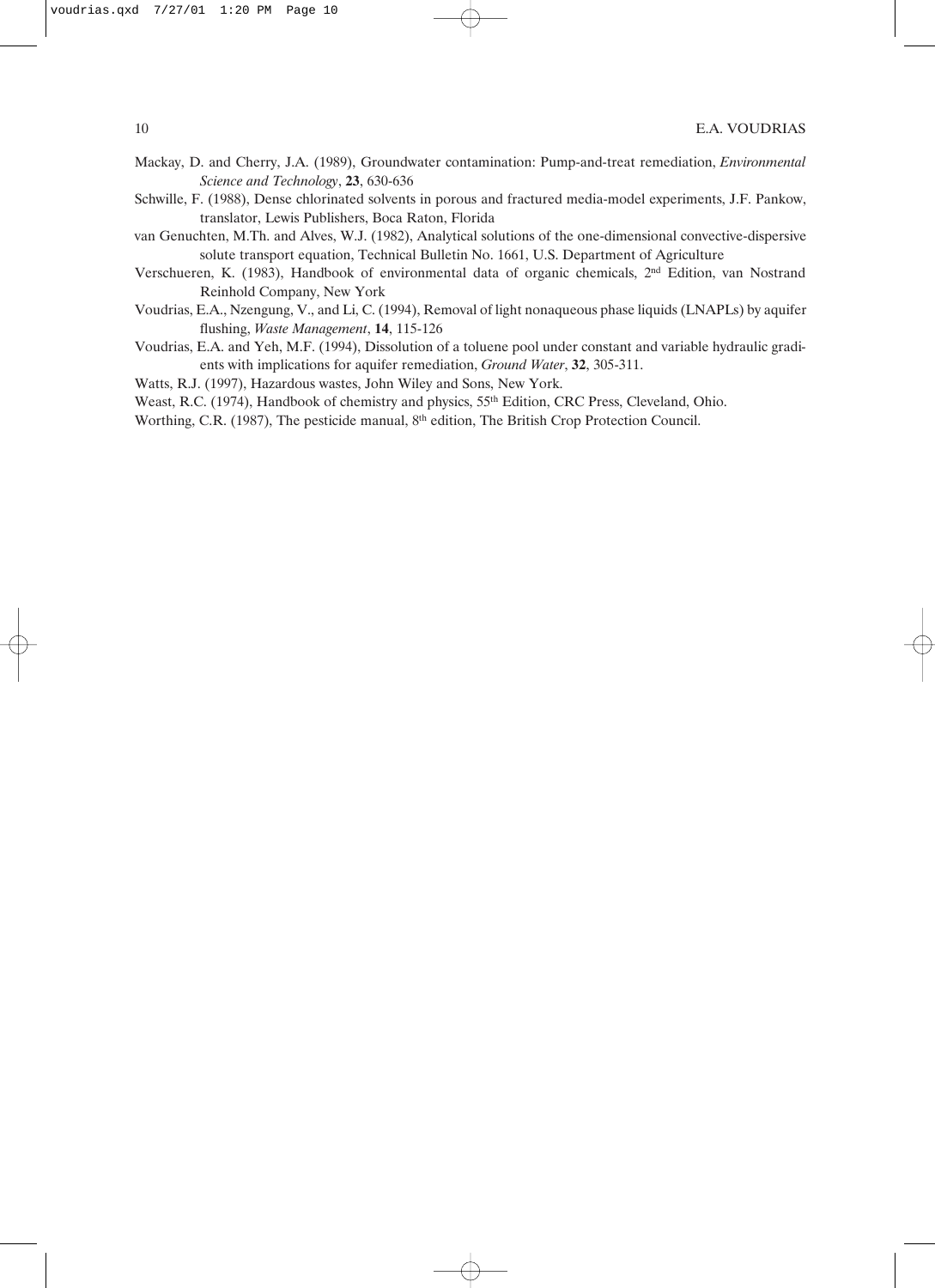Mackay, D. and Cherry, J.A. (1989), Groundwater contamination: Pump-and-treat remediation, *Environmental Science and Technology*, **23**, 630-636

Schwille, F. (1988), Dense chlorinated solvents in porous and fractured media-model experiments, J.F. Pankow, translator, Lewis Publishers, Boca Raton, Florida

van Genuchten, M.Th. and Alves, W.J. (1982), Analytical solutions of the one-dimensional convective-dispersive solute transport equation, Technical Bulletin No. 1661, U.S. Department of Agriculture

Verschueren, K. (1983), Handbook of environmental data of organic chemicals, 2nd Edition, van Nostrand Reinhold Company, New York

Voudrias, E.A., Nzengung, V., and Li, C. (1994), Removal of light nonaqueous phase liquids (LNAPLs) by aquifer flushing, *Waste Management*, **14**, 115-126

Voudrias, E.A. and Yeh, M.F. (1994), Dissolution of a toluene pool under constant and variable hydraulic gradients with implications for aquifer remediation, *Ground Water*, **32**, 305-311.

Watts, R.J. (1997), Hazardous wastes, John Wiley and Sons, New York.

Weast, R.C. (1974), Handbook of chemistry and physics, 55th Edition, CRC Press, Cleveland, Ohio.

Worthing, C.R. (1987), The pesticide manual, 8th edition, The British Crop Protection Council.